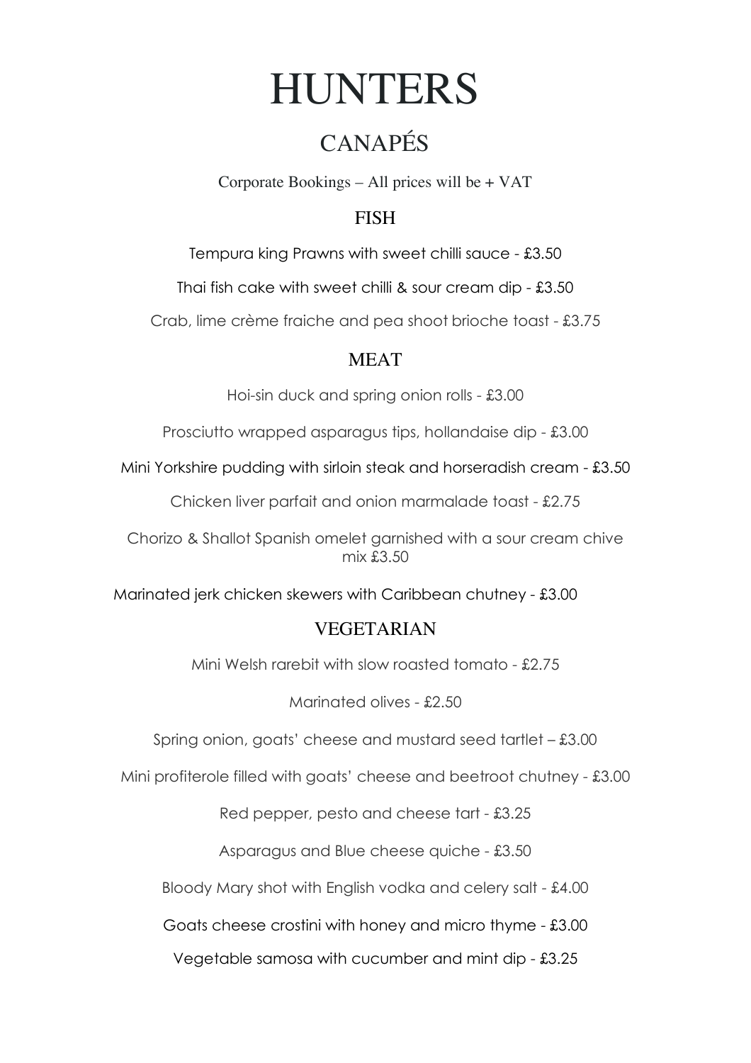# HUNTERS

## CANAPÉS

Corporate Bookings – All prices will be + VAT

### FISH

Tempura king Prawns with sweet chilli sauce - £3.50

Thai fish cake with sweet chilli & sour cream dip - £3.50

Crab, lime crème fraiche and pea shoot brioche toast - £3.75

### MEAT

Hoi-sin duck and spring onion rolls - £3.00

Prosciutto wrapped asparagus tips, hollandaise dip - £3.00

Mini Yorkshire pudding with sirloin steak and horseradish cream - £3.50

Chicken liver parfait and onion marmalade toast - £2.75

Chorizo & Shallot Spanish omelet garnished with a sour cream chive mix £3.50

Marinated jerk chicken skewers with Caribbean chutney - £3.00

### VEGETARIAN

Mini Welsh rarebit with slow roasted tomato - £2.75

Marinated olives - £2.50

Spring onion, goats' cheese and mustard seed tartlet – £3.00

Mini profiterole filled with goats' cheese and beetroot chutney - £3.00

Red pepper, pesto and cheese tart - £3.25

Asparagus and Blue cheese quiche - £3.50

Bloody Mary shot with English vodka and celery salt - £4.00

Goats cheese crostini with honey and micro thyme - £3.00

Vegetable samosa with cucumber and mint dip - £3.25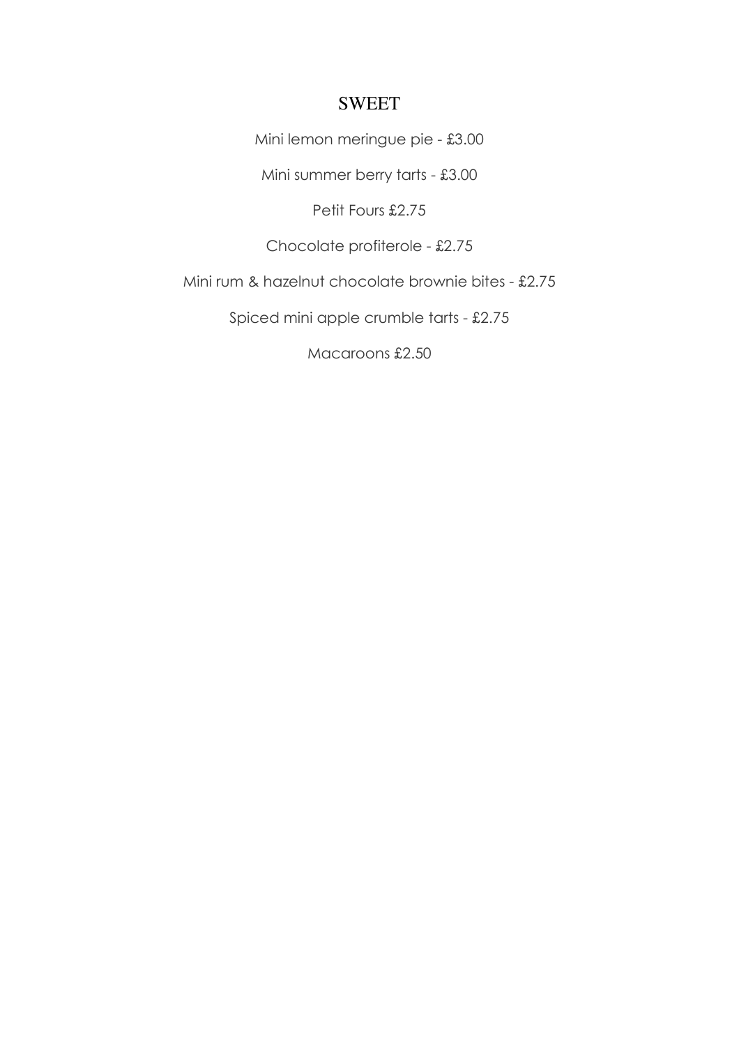## SWEET

Mini lemon meringue pie - £3.00

Mini summer berry tarts - £3.00

Petit Fours £2.75

Chocolate profiterole - £2.75

Mini rum & hazelnut chocolate brownie bites - £2.75

Spiced mini apple crumble tarts - £2.75

Macaroons £2.50